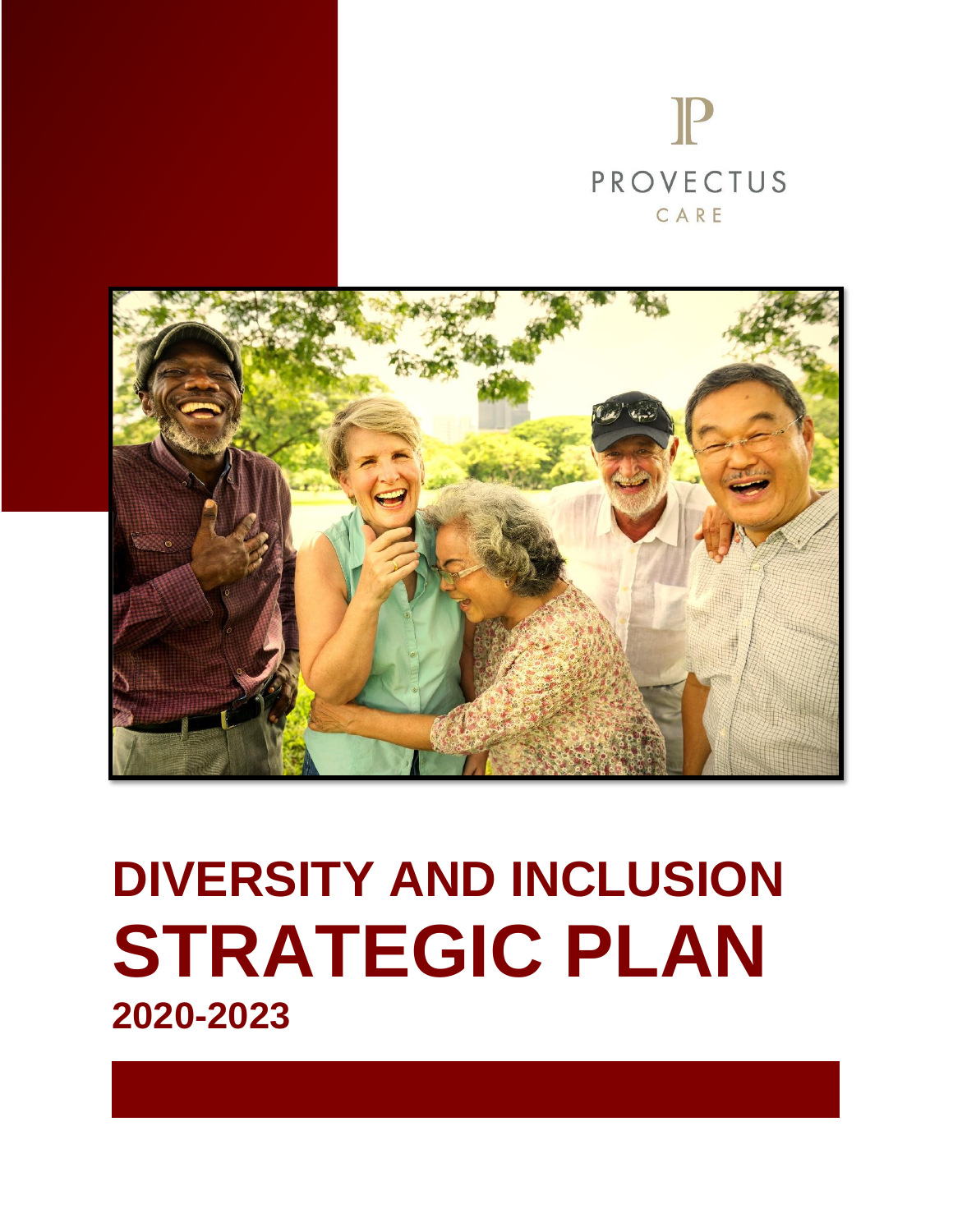PROVECTUS
CARE

# DIVERSITY AND INCLUSION STRATEGIC PLAN

**2020-2023**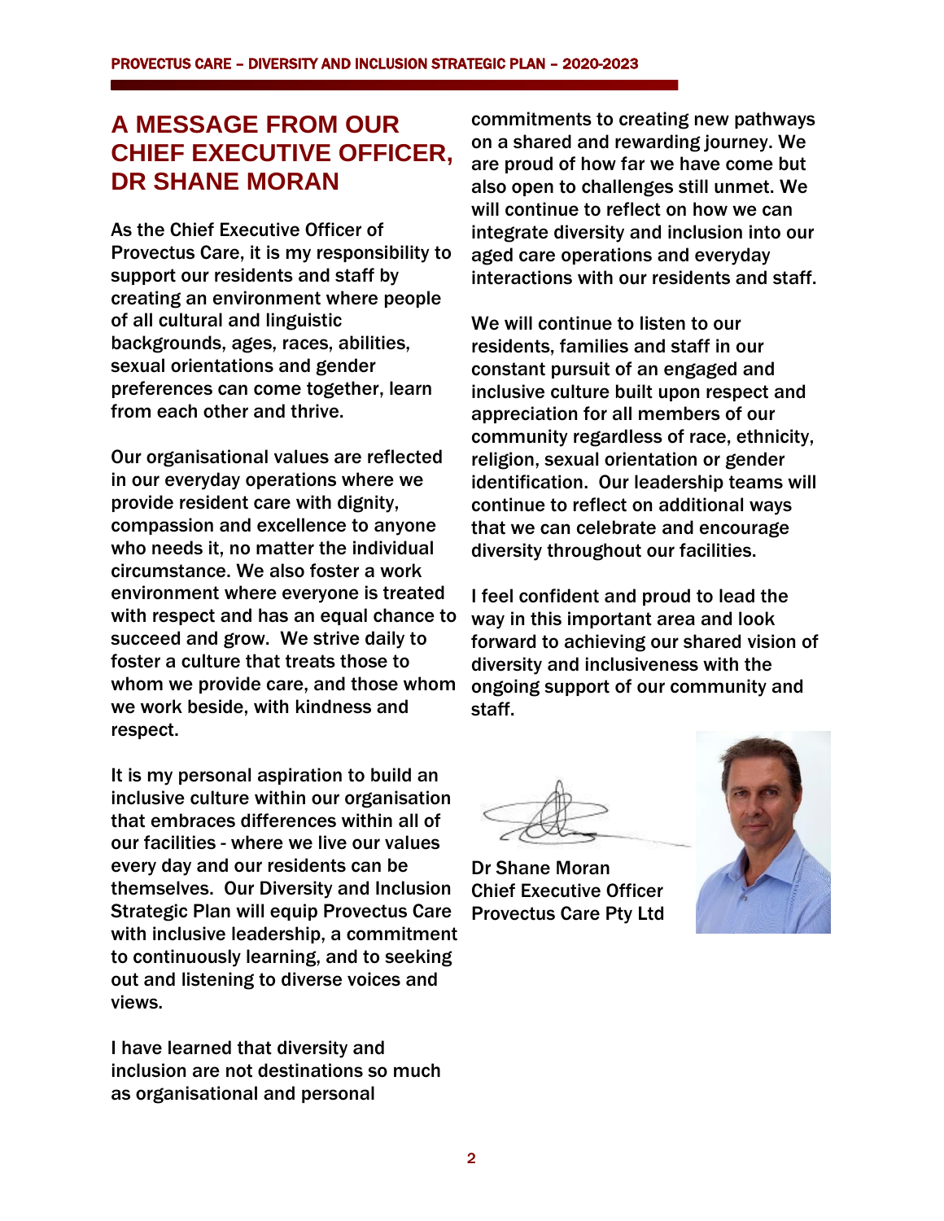# A MESSAGE FROM OUR CHIEF EXECUTIVE OFFICER, DR SHANE MORAN

As the Chief Executive Officer of Provectus Care, it is my responsibility to support our residents and staff by creating an environment where people of all cultural and linguistic backgrounds, ages, races, abilities, sexual orientations and gender preferences can come together, learn from each other and thrive.

Our organisational values are reflected in our everyday operations where we provide resident care with dignity, compassion and excellence to anyone who needs it, no matter the individual circumstance. We also foster a work environment where everyone is treated with respect and has an equal chance to succeed and grow. We strive daily to foster a culture that treats those to whom we provide care, and those whom we work beside, with kindness and respect.

It is my personal aspiration to build an inclusive culture within our organisation that embraces differences within all of our facilities - where we live our values every day and our residents can be themselves. Our Diversity and Inclusion Strategic Plan will equip Provectus Care with inclusive leadership, a commitment to continuously learning, and to seeking out and listening to diverse voices and views.

I have learned that diversity and inclusion are not destinations so much as organisational and personal commitments to creating new pathways on a shared and rewarding journey. We are proud of how far we have come but also open to challenges still unmet. We will continue to reflect on how we can integrate diversity and inclusion into our aged care operations and everyday interactions with our residents and staff.

We will continue to listen to our residents, families and staff in our constant pursuit of an engaged and inclusive culture built upon respect and appreciation for all members of our community regardless of race, ethnicity, religion, sexual orientation or gender identification. Our leadership teams will continue to reflect on additional ways that we can celebrate and encourage diversity throughout our facilities.

I feel confident and proud to lead the way in this important area and look forward to achieving our shared vision of diversity and inclusiveness with the ongoing support of our community and staff.

Dr Shane Moran
Chief Executive Officer
Provectus Care Pty Ltd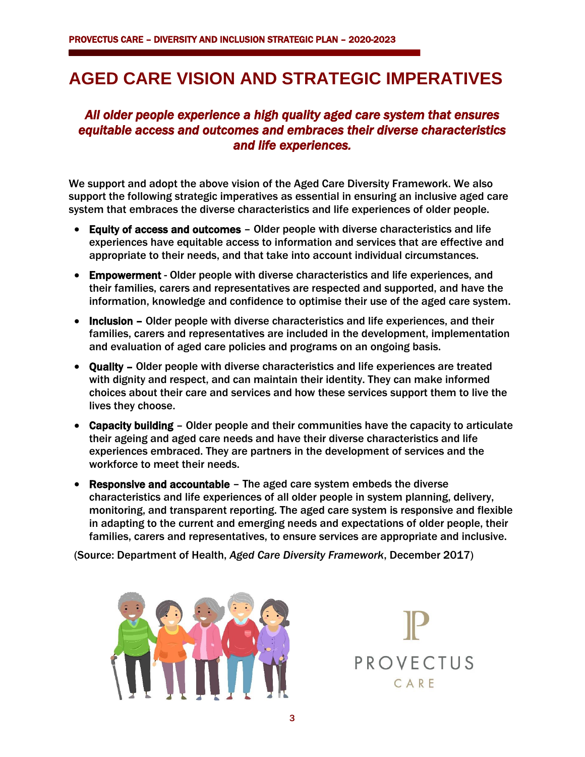# AGED CARE VISION AND STRATEGIC IMPERATIVES

***All older people experience a high quality aged care system that ensures equitable access and outcomes and embraces their diverse characteristics and life experiences.***

We support and adopt the above vision of the Aged Care Diversity Framework. We also support the following strategic imperatives as essential in ensuring an inclusive aged care system that embraces the diverse characteristics and life experiences of older people.

- **Equity of access and outcomes** – Older people with diverse characteristics and life experiences have equitable access to information and services that are effective and appropriate to their needs, and that take into account individual circumstances.
- **Empowerment** - Older people with diverse characteristics and life experiences, and their families, carers and representatives are respected and supported, and have the information, knowledge and confidence to optimise their use of the aged care system.
- **Inclusion** – Older people with diverse characteristics and life experiences, and their families, carers and representatives are included in the development, implementation and evaluation of aged care policies and programs on an ongoing basis.
- **Quality** – Older people with diverse characteristics and life experiences are treated with dignity and respect, and can maintain their identity. They can make informed choices about their care and services and how these services support them to live the lives they choose.
- **Capacity building** – Older people and their communities have the capacity to articulate their ageing and aged care needs and have their diverse characteristics and life experiences embraced. They are partners in the development of services and the workforce to meet their needs.
- **Responsive and accountable** – The aged care system embeds the diverse characteristics and life experiences of all older people in system planning, delivery, monitoring, and transparent reporting. The aged care system is responsive and flexible in adapting to the current and emerging needs and expectations of older people, their families, carers and representatives, to ensure services are appropriate and inclusive.

(Source: Department of Health, *Aged Care Diversity Framework*, December 2017)

PROVECTUS CARE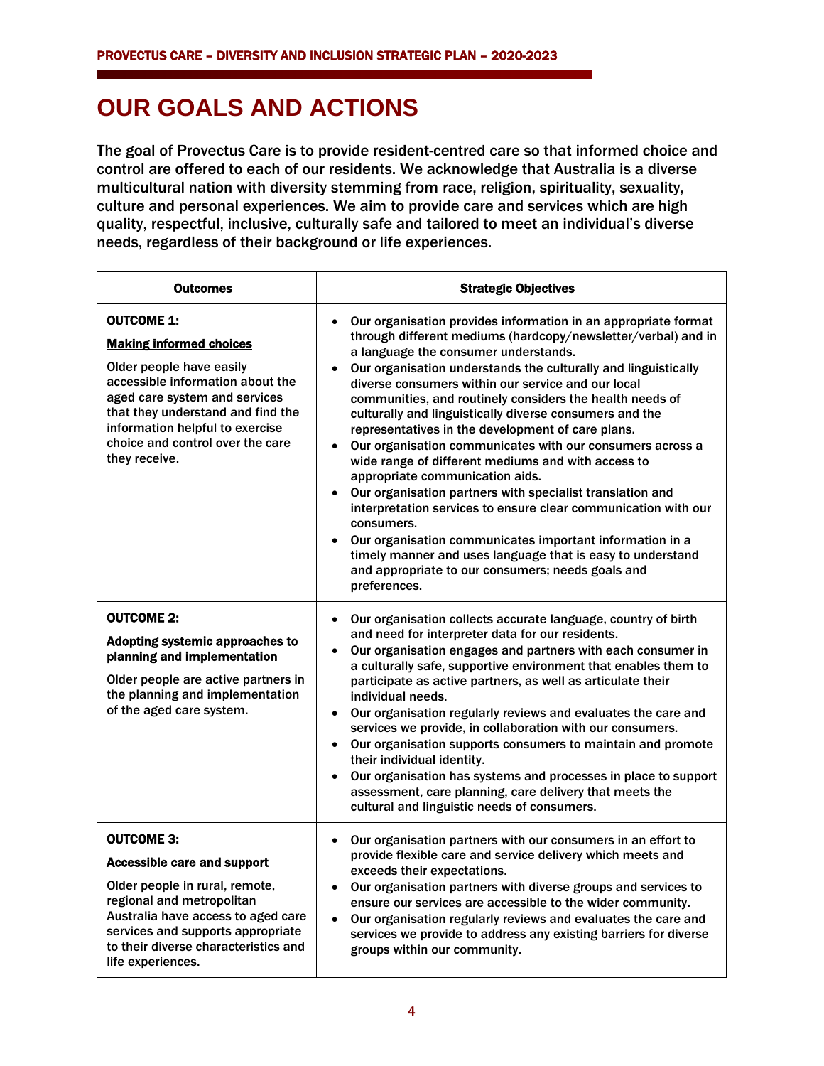# OUR GOALS AND ACTIONS

The goal of Provectus Care is to provide resident-centred care so that informed choice and control are offered to each of our residents. We acknowledge that Australia is a diverse multicultural nation with diversity stemming from race, religion, spirituality, sexuality, culture and personal experiences. We aim to provide care and services which are high quality, respectful, inclusive, culturally safe and tailored to meet an individual's diverse needs, regardless of their background or life experiences.

| Outcomes | Strategic Objectives |
| --- | --- |
| **OUTCOME 1:**<br>**Making informed choices**<br>Older people have easily accessible information about the aged care system and services that they understand and find the information helpful to exercise choice and control over the care they receive. | • Our organisation provides information in an appropriate format through different mediums (hardcopy/newsletter/verbal) and in a language the consumer understands.<br>• Our organisation understands the culturally and linguistically diverse consumers within our service and our local communities, and routinely considers the health needs of culturally and linguistically diverse consumers and the representatives in the development of care plans.<br>• Our organisation communicates with our consumers across a wide range of different mediums and with access to appropriate communication aids.<br>• Our organisation partners with specialist translation and interpretation services to ensure clear communication with our consumers.<br>• Our organisation communicates important information in a timely manner and uses language that is easy to understand and appropriate to our consumers; needs goals and preferences. |
| **OUTCOME 2:**<br>**Adopting systemic approaches to planning and implementation**<br>Older people are active partners in the planning and implementation of the aged care system. | • Our organisation collects accurate language, country of birth and need for interpreter data for our residents.<br>• Our organisation engages and partners with each consumer in a culturally safe, supportive environment that enables them to participate as active partners, as well as articulate their individual needs.<br>• Our organisation regularly reviews and evaluates the care and services we provide, in collaboration with our consumers.<br>• Our organisation supports consumers to maintain and promote their individual identity.<br>• Our organisation has systems and processes in place to support assessment, care planning, care delivery that meets the cultural and linguistic needs of consumers. |
| **OUTCOME 3:**<br>**Accessible care and support**<br>Older people in rural, remote, regional and metropolitan Australia have access to aged care services and supports appropriate to their diverse characteristics and life experiences. | • Our organisation partners with our consumers in an effort to provide flexible care and service delivery which meets and exceeds their expectations.<br>• Our organisation partners with diverse groups and services to ensure our services are accessible to the wider community.<br>• Our organisation regularly reviews and evaluates the care and services we provide to address any existing barriers for diverse groups within our community. |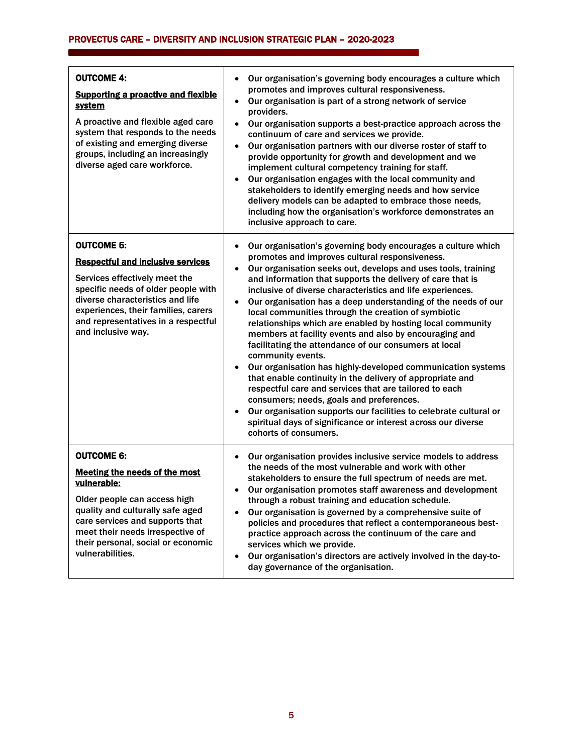| | |
|---|---|
| **OUTCOME 4:**<br><br>**<u>Supporting a proactive and flexible system</u>**<br><br>A proactive and flexible aged care system that responds to the needs of existing and emerging diverse groups, including an increasingly diverse aged care workforce. | • Our organisation's governing body encourages a culture which promotes and improves cultural responsiveness.<br>• Our organisation is part of a strong network of service providers.<br>• Our organisation supports a best-practice approach across the continuum of care and services we provide.<br>• Our organisation partners with our diverse roster of staff to provide opportunity for growth and development and we implement cultural competency training for staff.<br>• Our organisation engages with the local community and stakeholders to identify emerging needs and how service delivery models can be adapted to embrace those needs, including how the organisation's workforce demonstrates an inclusive approach to care. |
| **OUTCOME 5:**<br><br>**<u>Respectful and inclusive services</u>**<br><br>Services effectively meet the specific needs of older people with diverse characteristics and life experiences, their families, carers and representatives in a respectful and inclusive way. | • Our organisation's governing body encourages a culture which promotes and improves cultural responsiveness.<br>• Our organisation seeks out, develops and uses tools, training and information that supports the delivery of care that is inclusive of diverse characteristics and life experiences.<br>• Our organisation has a deep understanding of the needs of our local communities through the creation of symbiotic relationships which are enabled by hosting local community members at facility events and also by encouraging and facilitating the attendance of our consumers at local community events.<br>• Our organisation has highly-developed communication systems that enable continuity in the delivery of appropriate and respectful care and services that are tailored to each consumers; needs, goals and preferences.<br>• Our organisation supports our facilities to celebrate cultural or spiritual days of significance or interest across our diverse cohorts of consumers. |
| **OUTCOME 6:**<br><br>**<u>Meeting the needs of the most vulnerable:</u>**<br><br>Older people can access high quality and culturally safe aged care services and supports that meet their needs irrespective of their personal, social or economic vulnerabilities. | • Our organisation provides inclusive service models to address the needs of the most vulnerable and work with other stakeholders to ensure the full spectrum of needs are met.<br>• Our organisation promotes staff awareness and development through a robust training and education schedule.<br>• Our organisation is governed by a comprehensive suite of policies and procedures that reflect a contemporaneous best-practice approach across the continuum of the care and services which we provide.<br>• Our organisation's directors are actively involved in the day-to-day governance of the organisation. |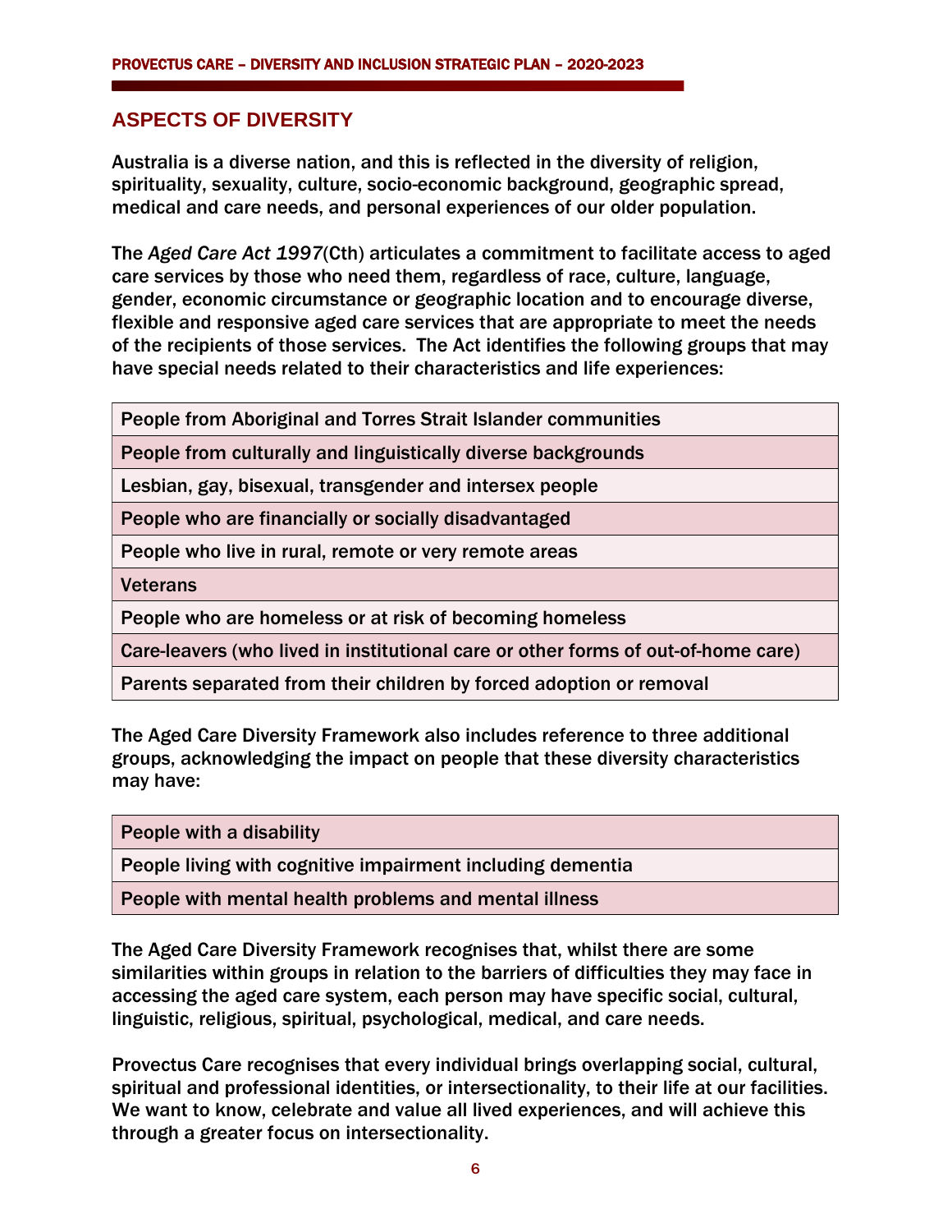## ASPECTS OF DIVERSITY

Australia is a diverse nation, and this is reflected in the diversity of religion, spirituality, sexuality, culture, socio-economic background, geographic spread, medical and care needs, and personal experiences of our older population.

The *Aged Care Act 1997*(Cth) articulates a commitment to facilitate access to aged care services by those who need them, regardless of race, culture, language, gender, economic circumstance or geographic location and to encourage diverse, flexible and responsive aged care services that are appropriate to meet the needs of the recipients of those services. The Act identifies the following groups that may have special needs related to their characteristics and life experiences:

| |
|---|
| People from Aboriginal and Torres Strait Islander communities |
| People from culturally and linguistically diverse backgrounds |
| Lesbian, gay, bisexual, transgender and intersex people |
| People who are financially or socially disadvantaged |
| People who live in rural, remote or very remote areas |
| Veterans |
| People who are homeless or at risk of becoming homeless |
| Care-leavers (who lived in institutional care or other forms of out-of-home care) |
| Parents separated from their children by forced adoption or removal |

The Aged Care Diversity Framework also includes reference to three additional groups, acknowledging the impact on people that these diversity characteristics may have:

| |
|---|
| People with a disability |
| People living with cognitive impairment including dementia |
| People with mental health problems and mental illness |

The Aged Care Diversity Framework recognises that, whilst there are some similarities within groups in relation to the barriers of difficulties they may face in accessing the aged care system, each person may have specific social, cultural, linguistic, religious, spiritual, psychological, medical, and care needs.

Provectus Care recognises that every individual brings overlapping social, cultural, spiritual and professional identities, or intersectionality, to their life at our facilities. We want to know, celebrate and value all lived experiences, and will achieve this through a greater focus on intersectionality.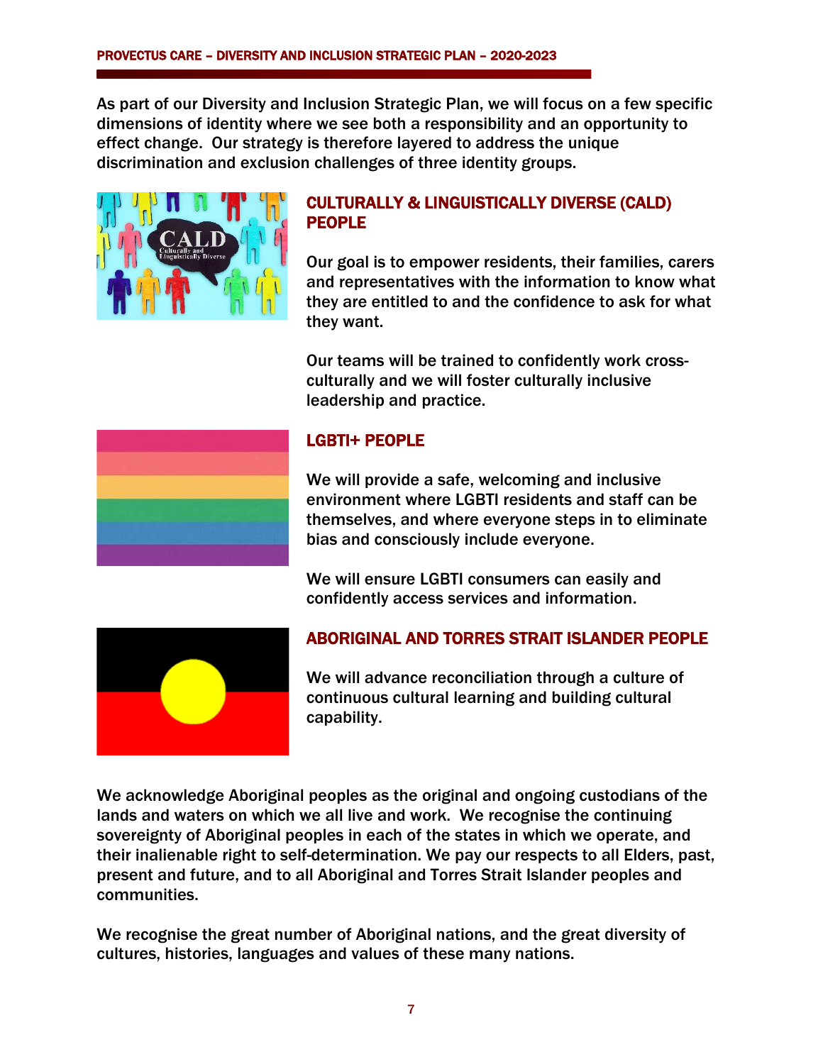As part of our Diversity and Inclusion Strategic Plan, we will focus on a few specific dimensions of identity where we see both a responsibility and an opportunity to effect change. Our strategy is therefore layered to address the unique discrimination and exclusion challenges of three identity groups.

## CULTURALLY & LINGUISTICALLY DIVERSE (CALD) PEOPLE

Our goal is to empower residents, their families, carers and representatives with the information to know what they are entitled to and the confidence to ask for what they want.

Our teams will be trained to confidently work cross-culturally and we will foster culturally inclusive leadership and practice.

## LGBTI+ PEOPLE

We will provide a safe, welcoming and inclusive environment where LGBTI residents and staff can be themselves, and where everyone steps in to eliminate bias and consciously include everyone.

We will ensure LGBTI consumers can easily and confidently access services and information.

## ABORIGINAL AND TORRES STRAIT ISLANDER PEOPLE

We will advance reconciliation through a culture of continuous cultural learning and building cultural capability.

We acknowledge Aboriginal peoples as the original and ongoing custodians of the lands and waters on which we all live and work. We recognise the continuing sovereignty of Aboriginal peoples in each of the states in which we operate, and their inalienable right to self-determination. We pay our respects to all Elders, past, present and future, and to all Aboriginal and Torres Strait Islander peoples and communities.

We recognise the great number of Aboriginal nations, and the great diversity of cultures, histories, languages and values of these many nations.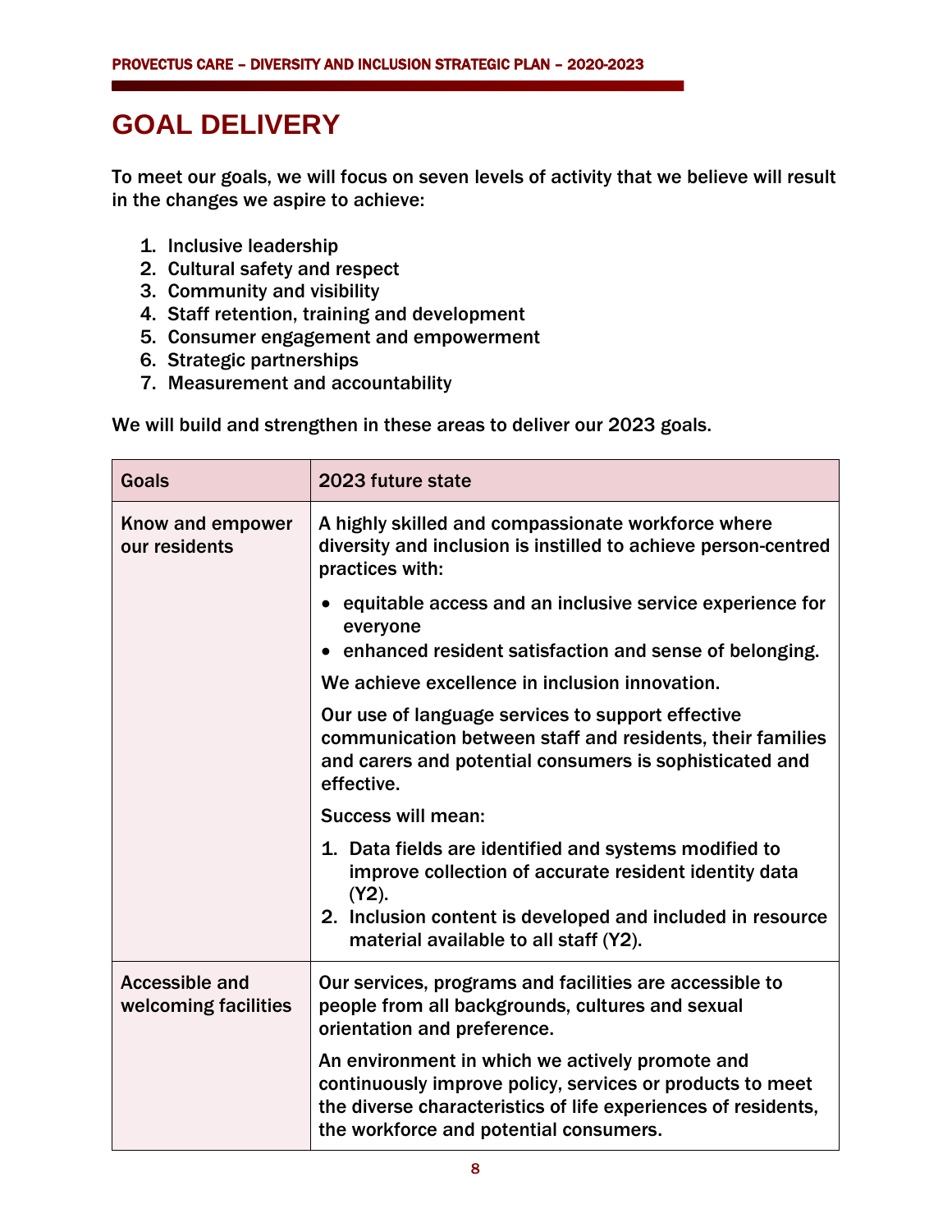# GOAL DELIVERY

To meet our goals, we will focus on seven levels of activity that we believe will result in the changes we aspire to achieve:

1. Inclusive leadership
2. Cultural safety and respect
3. Community and visibility
4. Staff retention, training and development
5. Consumer engagement and empowerment
6. Strategic partnerships
7. Measurement and accountability

We will build and strengthen in these areas to deliver our 2023 goals.

| Goals | 2023 future state |
|---|---|
| Know and empower our residents | A highly skilled and compassionate workforce where diversity and inclusion is instilled to achieve person-centred practices with:<br>• equitable access and an inclusive service experience for everyone<br>• enhanced resident satisfaction and sense of belonging.<br>We achieve excellence in inclusion innovation.<br>Our use of language services to support effective communication between staff and residents, their families and carers and potential consumers is sophisticated and effective.<br>Success will mean:<br>1. Data fields are identified and systems modified to improve collection of accurate resident identity data (Y2).<br>2. Inclusion content is developed and included in resource material available to all staff (Y2). |
| Accessible and welcoming facilities | Our services, programs and facilities are accessible to people from all backgrounds, cultures and sexual orientation and preference.<br>An environment in which we actively promote and continuously improve policy, services or products to meet the diverse characteristics of life experiences of residents, the workforce and potential consumers. |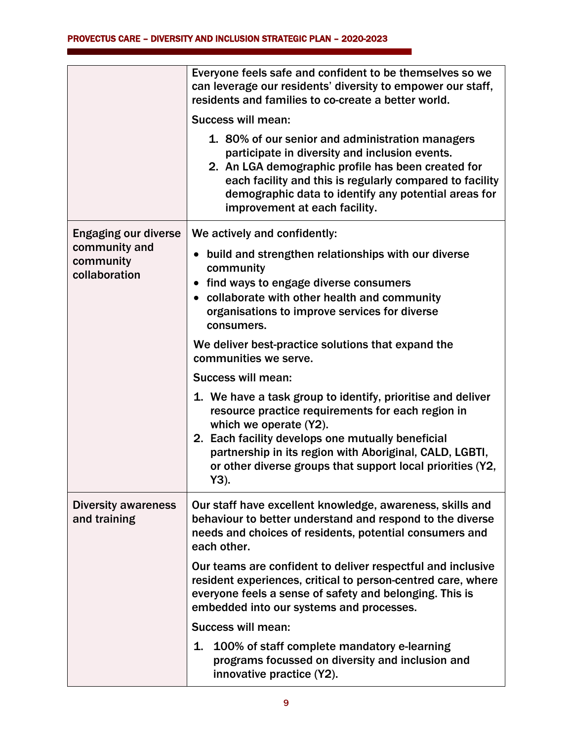| | |
|---|---|
| | Everyone feels safe and confident to be themselves so we can leverage our residents' diversity to empower our staff, residents and families to co-create a better world.<br><br>Success will mean:<br><br>1. 80% of our senior and administration managers participate in diversity and inclusion events.<br>2. An LGA demographic profile has been created for each facility and this is regularly compared to facility demographic data to identify any potential areas for improvement at each facility. |
| Engaging our diverse community and community collaboration | We actively and confidently:<br><br>• build and strengthen relationships with our diverse community<br>• find ways to engage diverse consumers<br>• collaborate with other health and community organisations to improve services for diverse consumers.<br><br>We deliver best-practice solutions that expand the communities we serve.<br><br>Success will mean:<br><br>1. We have a task group to identify, prioritise and deliver resource practice requirements for each region in which we operate (Y2).<br>2. Each facility develops one mutually beneficial partnership in its region with Aboriginal, CALD, LGBTI, or other diverse groups that support local priorities (Y2, Y3). |
| Diversity awareness and training | Our staff have excellent knowledge, awareness, skills and behaviour to better understand and respond to the diverse needs and choices of residents, potential consumers and each other.<br><br>Our teams are confident to deliver respectful and inclusive resident experiences, critical to person-centred care, where everyone feels a sense of safety and belonging. This is embedded into our systems and processes.<br><br>Success will mean:<br><br>1. 100% of staff complete mandatory e-learning programs focussed on diversity and inclusion and innovative practice (Y2). |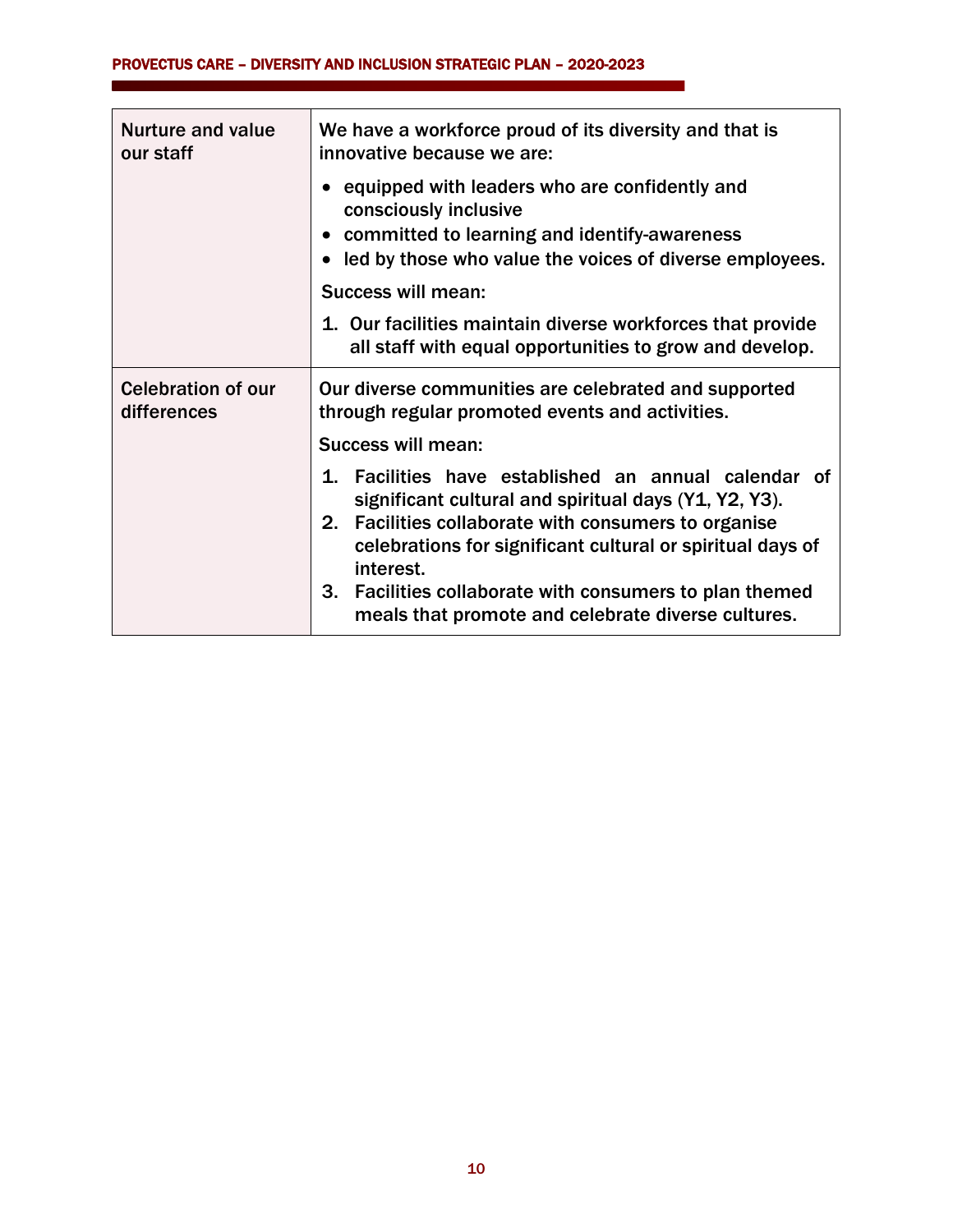| | |
|---|---|
| Nurture and value our staff | We have a workforce proud of its diversity and that is innovative because we are:<br>• equipped with leaders who are confidently and consciously inclusive<br>• committed to learning and identify-awareness<br>• led by those who value the voices of diverse employees.<br>Success will mean:<br>1. Our facilities maintain diverse workforces that provide all staff with equal opportunities to grow and develop. |
| Celebration of our differences | Our diverse communities are celebrated and supported through regular promoted events and activities.<br>Success will mean:<br>1. Facilities have established an annual calendar of significant cultural and spiritual days (Y1, Y2, Y3).<br>2. Facilities collaborate with consumers to organise celebrations for significant cultural or spiritual days of interest.<br>3. Facilities collaborate with consumers to plan themed meals that promote and celebrate diverse cultures. |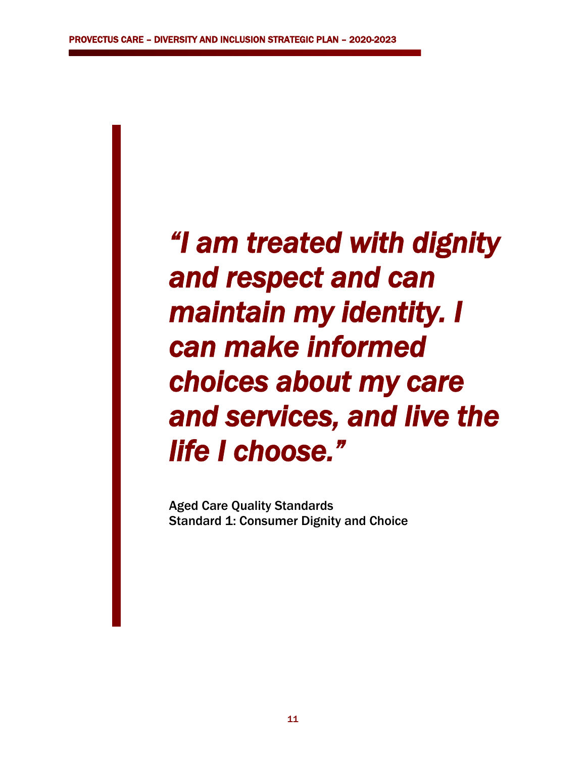*"I am treated with dignity and respect and can maintain my identity. I can make informed choices about my care and services, and live the life I choose."*

Aged Care Quality Standards
Standard 1: Consumer Dignity and Choice